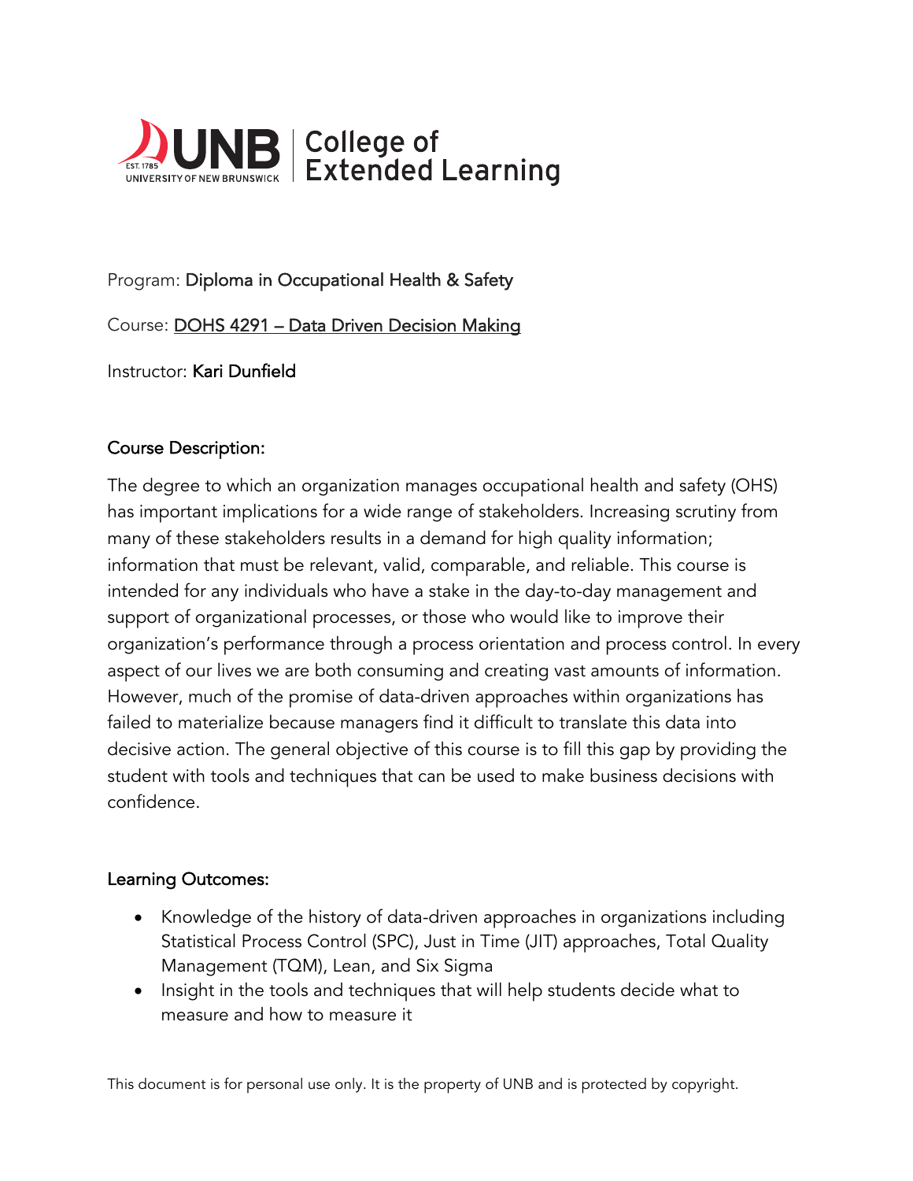**UNB | College of Extended Learning**

Program: Diploma in Occupational Health & Safety

Course: DOHS 4291 – Data Driven Decision Making

Instructor: Kari Dunfield

## Course Description:

The degree to which an organization manages occupational health and safety (OHS) has important implications for a wide range of stakeholders. Increasing scrutiny from many of these stakeholders results in a demand for high quality information; information that must be relevant, valid, comparable, and reliable. This course is intended for any individuals who have a stake in the day-to-day management and support of organizational processes, or those who would like to improve their organization's performance through a process orientation and process control. In every aspect of our lives we are both consuming and creating vast amounts of information. However, much of the promise of data-driven approaches within organizations has failed to materialize because managers find it difficult to translate this data into decisive action. The general objective of this course is to fill this gap by providing the student with tools and techniques that can be used to make business decisions with confidence.

## Learning Outcomes:

- Knowledge of the history of data-driven approaches in organizations including Statistical Process Control (SPC), Just in Time (JIT) approaches, Total Quality Management (TQM), Lean, and Six Sigma
- Insight in the tools and techniques that will help students decide what to measure and how to measure it

This document is for personal use only. It is the property of UNB and is protected by copyright.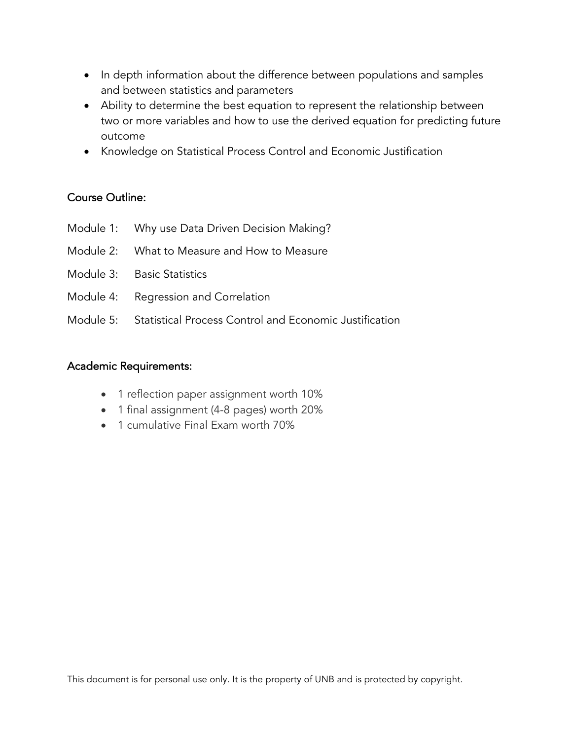- In depth information about the difference between populations and samples and between statistics and parameters
- Ability to determine the best equation to represent the relationship between two or more variables and how to use the derived equation for predicting future outcome
- Knowledge on Statistical Process Control and Economic Justification

## Course Outline:

Module 1: Why use Data Driven Decision Making?

Module 2: What to Measure and How to Measure

Module 3: Basic Statistics

Module 4: Regression and Correlation

Module 5: Statistical Process Control and Economic Justification

## Academic Requirements:

- 1 reflection paper assignment worth 10%
- 1 final assignment (4-8 pages) worth 20%
- 1 cumulative Final Exam worth 70%

This document is for personal use only. It is the property of UNB and is protected by copyright.